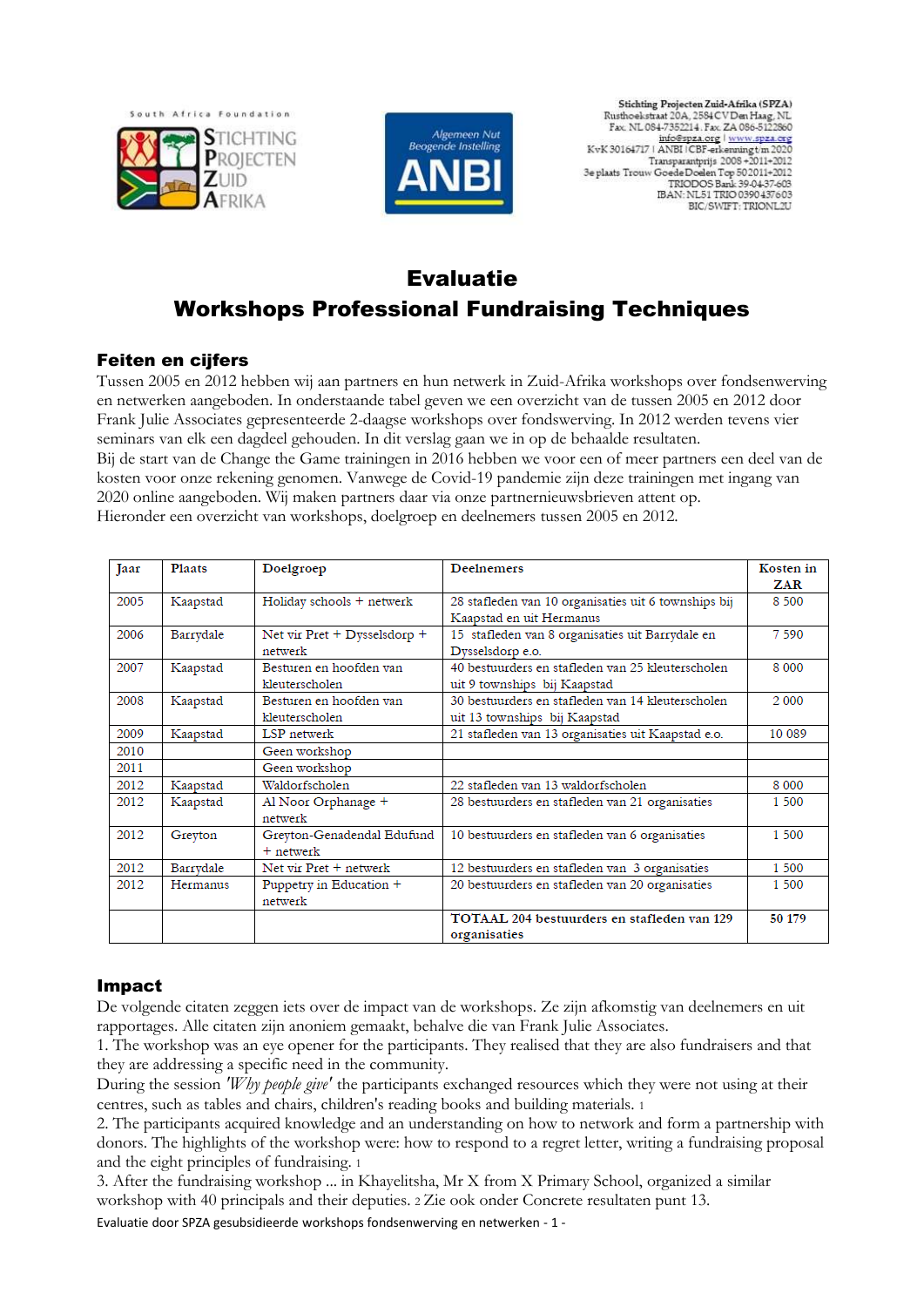Stichting Projecten Zuid-Afrika (SPZA)
Rusthoekstraat 20A, 2584CV Den Haag, NL
Fax. NL 084-7352214. Fax. ZA 086-5122860
info@spza.org | www.spza.org
KvK 30164717 | ANBI | CBF-erkenning t/m 2020
Transparantprijs 2008 +2011+2012
3e plaats Trouw GoedeDoelen Top 50 2011+2012
TRIODOS Bank 39-04-37-603
IBAN: NL51 TRIO 0390437603
BIC/SWIFT: TRIONL2U

# Evaluatie
# Workshops Professional Fundraising Techniques

## Feiten en cijfers

Tussen 2005 en 2012 hebben wij aan partners en hun netwerk in Zuid-Afrika workshops over fondsenwerving en netwerken aangeboden. In onderstaande tabel geven we een overzicht van de tussen 2005 en 2012 door Frank Julie Associates gepresenteerde 2-daagse workshops over fondswerving. In 2012 werden tevens vier seminars van elk een dagdeel gehouden. In dit verslag gaan we in op de behaalde resultaten.
Bij de start van de Change the Game trainingen in 2016 hebben we voor een of meer partners een deel van de kosten voor onze rekening genomen. Vanwege de Covid-19 pandemie zijn deze trainingen met ingang van 2020 online aangeboden. Wij maken partners daar via onze partnernieuwsbrieven attent op.
Hieronder een overzicht van workshops, doelgroep en deelnemers tussen 2005 en 2012.

| Jaar | Plaats | Doelgroep | Deelnemers | Kosten in ZAR |
|---|---|---|---|---|
| 2005 | Kaapstad | Holiday schools + netwerk | 28 stafleden van 10 organisaties uit 6 townships bij Kaapstad en uit Hermanus | 8 500 |
| 2006 | Barrydale | Net vir Pret + Dysselsdorp + netwerk | 15 stafleden van 8 organisaties uit Barrydale en Dysselsdorp e.o. | 7 590 |
| 2007 | Kaapstad | Besturen en hoofden van kleuterscholen | 40 bestuurders en stafleden van 25 kleuterscholen uit 9 townships bij Kaapstad | 8 000 |
| 2008 | Kaapstad | Besturen en hoofden van kleuterscholen | 30 bestuurders en stafleden van 14 kleuterscholen uit 13 townships bij Kaapstad | 2 000 |
| 2009 | Kaapstad | LSP netwerk | 21 stafleden van 13 organisaties uit Kaapstad e.o. | 10 089 |
| 2010 | | Geen workshop | | |
| 2011 | | Geen workshop | | |
| 2012 | Kaapstad | Waldorfscholen | 22 stafleden van 13 waldorfscholen | 8 000 |
| 2012 | Kaapstad | Al Noor Orphanage + netwerk | 28 bestuurders en stafleden van 21 organisaties | 1 500 |
| 2012 | Greyton | Greyton-Genadendal Edufund + netwerk | 10 bestuurders en stafleden van 6 organisaties | 1 500 |
| 2012 | Barrydale | Net vir Pret + netwerk | 12 bestuurders en stafleden van 3 organisaties | 1 500 |
| 2012 | Hermanus | Puppetry in Education + netwerk | 20 bestuurders en stafleden van 20 organisaties | 1 500 |
| | | | **TOTAAL 204 bestuurders en stafleden van 129 organisaties** | **50 179** |

## Impact

De volgende citaten zeggen iets over de impact van de workshops. Ze zijn afkomstig van deelnemers en uit rapportages. Alle citaten zijn anoniem gemaakt, behalve die van Frank Julie Associates.
1. The workshop was an eye opener for the participants. They realised that they are also fundraisers and that they are addressing a specific need in the community.
During the session *'Why people give'* the participants exchanged resources which they were not using at their centres, such as tables and chairs, children's reading books and building materials. [1]
2. The participants acquired knowledge and an understanding on how to network and form a partnership with donors. The highlights of the workshop were: how to respond to a regret letter, writing a fundraising proposal and the eight principles of fundraising. [1]
3. After the fundraising workshop ... in Khayelitsha, Mr X from X Primary School, organized a similar workshop with 40 principals and their deputies. [2] Zie ook onder Concrete resultaten punt 13.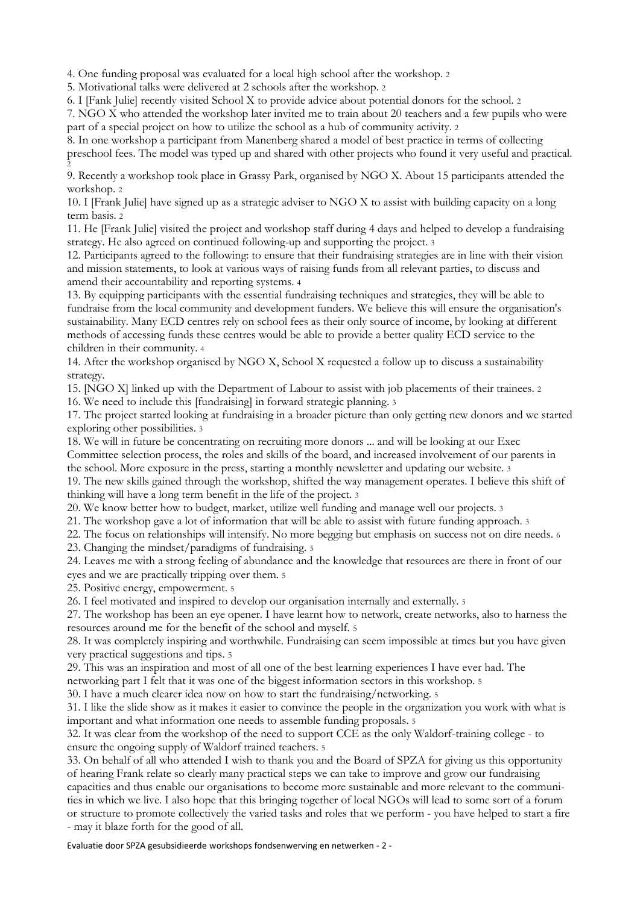4. One funding proposal was evaluated for a local high school after the workshop. 2

5. Motivational talks were delivered at 2 schools after the workshop. 2

6. I [Fank Julie] recently visited School X to provide advice about potential donors for the school. 2

7. NGO X who attended the workshop later invited me to train about 20 teachers and a few pupils who were part of a special project on how to utilize the school as a hub of community activity. 2

8. In one workshop a participant from Manenberg shared a model of best practice in terms of collecting preschool fees. The model was typed up and shared with other projects who found it very useful and practical. 2

9. Recently a workshop took place in Grassy Park, organised by NGO X. About 15 participants attended the workshop. 2

10. I [Frank Julie] have signed up as a strategic adviser to NGO X to assist with building capacity on a long term basis. 2

11. He [Frank Julie] visited the project and workshop staff during 4 days and helped to develop a fundraising strategy. He also agreed on continued following-up and supporting the project. 3

12. Participants agreed to the following: to ensure that their fundraising strategies are in line with their vision and mission statements, to look at various ways of raising funds from all relevant parties, to discuss and amend their accountability and reporting systems. 4

13. By equipping participants with the essential fundraising techniques and strategies, they will be able to fundraise from the local community and development funders. We believe this will ensure the organisation's sustainability. Many ECD centres rely on school fees as their only source of income, by looking at different methods of accessing funds these centres would be able to provide a better quality ECD service to the children in their community. 4

14. After the workshop organised by NGO X, School X requested a follow up to discuss a sustainability strategy.

15. [NGO X] linked up with the Department of Labour to assist with job placements of their trainees. 2

16. We need to include this [fundraising] in forward strategic planning. 3

17. The project started looking at fundraising in a broader picture than only getting new donors and we started exploring other possibilities. 3

18. We will in future be concentrating on recruiting more donors ... and will be looking at our Exec Committee selection process, the roles and skills of the board, and increased involvement of our parents in the school. More exposure in the press, starting a monthly newsletter and updating our website. 3

19. The new skills gained through the workshop, shifted the way management operates. I believe this shift of thinking will have a long term benefit in the life of the project. 3

20. We know better how to budget, market, utilize well funding and manage well our projects. 3

21. The workshop gave a lot of information that will be able to assist with future funding approach. 3

22. The focus on relationships will intensify. No more begging but emphasis on success not on dire needs. 6

23. Changing the mindset/paradigms of fundraising. 5

24. Leaves me with a strong feeling of abundance and the knowledge that resources are there in front of our eyes and we are practically tripping over them. 5

25. Positive energy, empowerment. 5

26. I feel motivated and inspired to develop our organisation internally and externally. 5

27. The workshop has been an eye opener. I have learnt how to network, create networks, also to harness the resources around me for the benefit of the school and myself. 5

28. It was completely inspiring and worthwhile. Fundraising can seem impossible at times but you have given very practical suggestions and tips. 5

29. This was an inspiration and most of all one of the best learning experiences I have ever had. The networking part I felt that it was one of the biggest information sectors in this workshop. 5

30. I have a much clearer idea now on how to start the fundraising/networking. 5

31. I like the slide show as it makes it easier to convince the people in the organization you work with what is important and what information one needs to assemble funding proposals. 5

32. It was clear from the workshop of the need to support CCE as the only Waldorf-training college - to ensure the ongoing supply of Waldorf trained teachers. 5

33. On behalf of all who attended I wish to thank you and the Board of SPZA for giving us this opportunity of hearing Frank relate so clearly many practical steps we can take to improve and grow our fundraising capacities and thus enable our organisations to become more sustainable and more relevant to the communities in which we live. I also hope that this bringing together of local NGOs will lead to some sort of a forum or structure to promote collectively the varied tasks and roles that we perform - you have helped to start a fire - may it blaze forth for the good of all.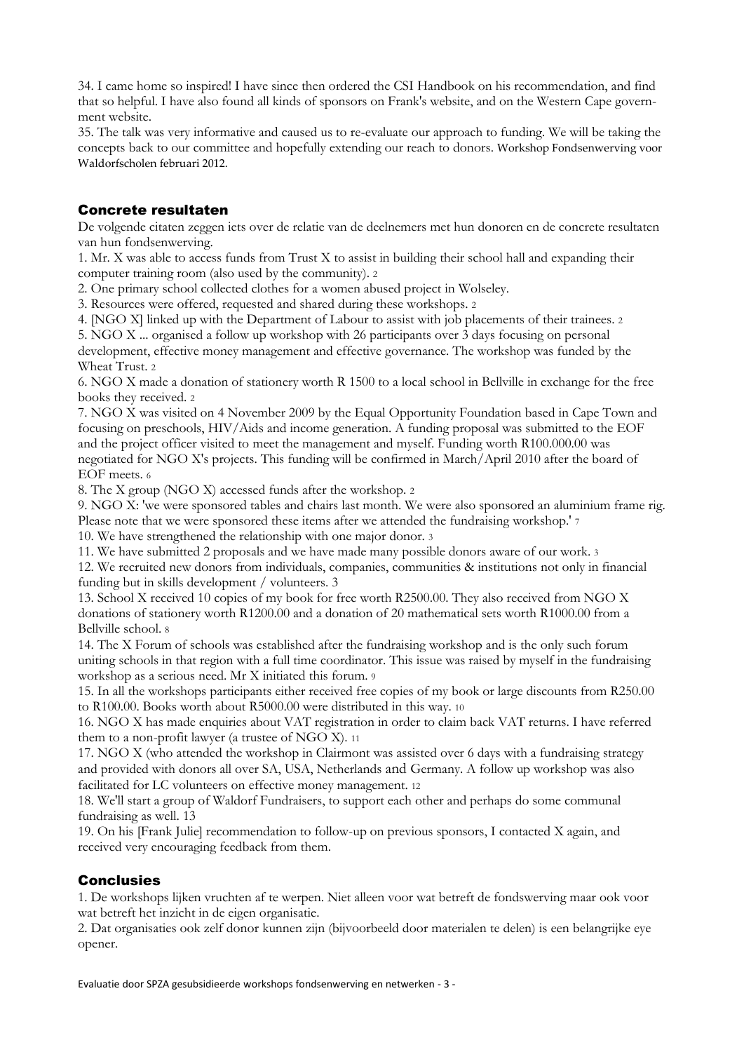34. I came home so inspired! I have since then ordered the CSI Handbook on his recommendation, and find that so helpful. I have also found all kinds of sponsors on Frank's website, and on the Western Cape government website.

35. The talk was very informative and caused us to re-evaluate our approach to funding. We will be taking the concepts back to our committee and hopefully extending our reach to donors. Workshop Fondsenwerving voor Waldorfscholen februari 2012.

## Concrete resultaten

De volgende citaten zeggen iets over de relatie van de deelnemers met hun donoren en de concrete resultaten van hun fondsenwerving.

1. Mr. X was able to access funds from Trust X to assist in building their school hall and expanding their computer training room (also used by the community). 2
2. One primary school collected clothes for a women abused project in Wolseley.
3. Resources were offered, requested and shared during these workshops. 2
4. [NGO X] linked up with the Department of Labour to assist with job placements of their trainees. 2
5. NGO X ... organised a follow up workshop with 26 participants over 3 days focusing on personal development, effective money management and effective governance. The workshop was funded by the Wheat Trust. 2
6. NGO X made a donation of stationery worth R 1500 to a local school in Bellville in exchange for the free books they received. 2
7. NGO X was visited on 4 November 2009 by the Equal Opportunity Foundation based in Cape Town and focusing on preschools, HIV/Aids and income generation. A funding proposal was submitted to the EOF and the project officer visited to meet the management and myself. Funding worth R100.000.00 was negotiated for NGO X's projects. This funding will be confirmed in March/April 2010 after the board of EOF meets. 6
8. The X group (NGO X) accessed funds after the workshop. 2
9. NGO X: 'we were sponsored tables and chairs last month. We were also sponsored an aluminium frame rig. Please note that we were sponsored these items after we attended the fundraising workshop.' 7
10. We have strengthened the relationship with one major donor. 3
11. We have submitted 2 proposals and we have made many possible donors aware of our work. 3
12. We recruited new donors from individuals, companies, communities & institutions not only in financial funding but in skills development / volunteers. 3
13. School X received 10 copies of my book for free worth R2500.00. They also received from NGO X donations of stationery worth R1200.00 and a donation of 20 mathematical sets worth R1000.00 from a Bellville school. 8
14. The X Forum of schools was established after the fundraising workshop and is the only such forum uniting schools in that region with a full time coordinator. This issue was raised by myself in the fundraising workshop as a serious need. Mr X initiated this forum. 9
15. In all the workshops participants either received free copies of my book or large discounts from R250.00 to R100.00. Books worth about R5000.00 were distributed in this way. 10
16. NGO X has made enquiries about VAT registration in order to claim back VAT returns. I have referred them to a non-profit lawyer (a trustee of NGO X). 11
17. NGO X (who attended the workshop in Clairmont was assisted over 6 days with a fundraising strategy and provided with donors all over SA, USA, Netherlands and Germany. A follow up workshop was also facilitated for LC volunteers on effective money management. 12
18. We'll start a group of Waldorf Fundraisers, to support each other and perhaps do some communal fundraising as well. 13
19. On his [Frank Julie] recommendation to follow-up on previous sponsors, I contacted X again, and received very encouraging feedback from them.

## Conclusies

1. De workshops lijken vruchten af te werpen. Niet alleen voor wat betreft de fondswerving maar ook voor wat betreft het inzicht in de eigen organisatie.
2. Dat organisaties ook zelf donor kunnen zijn (bijvoorbeeld door materialen te delen) is een belangrijke eye opener.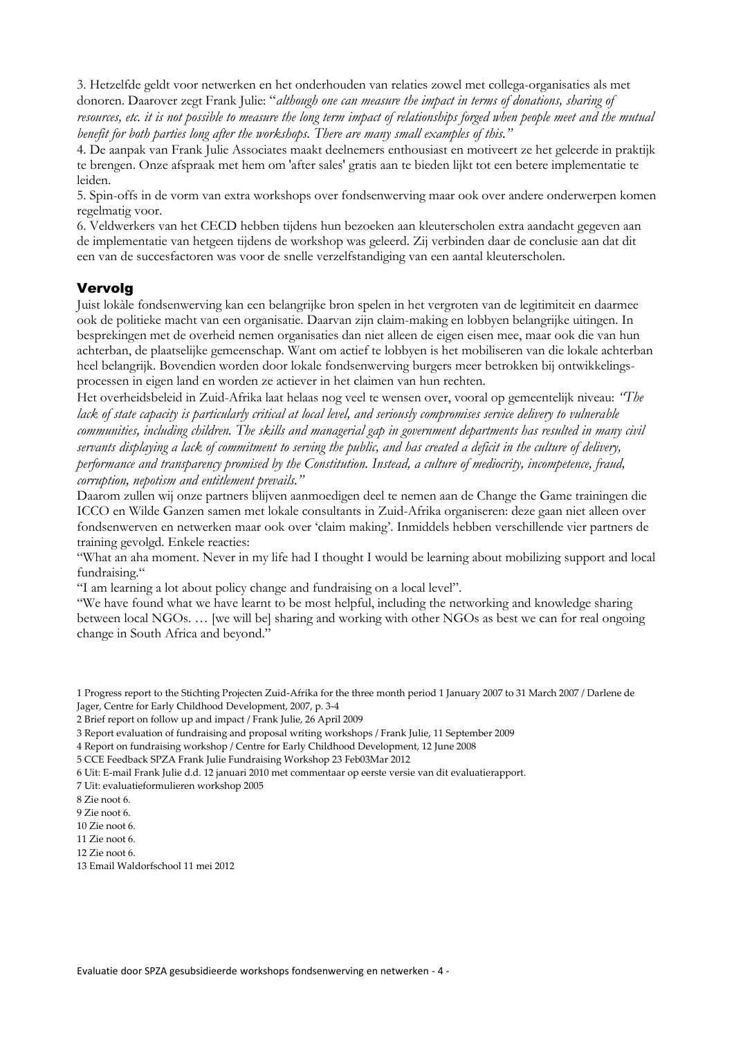3. Hetzelfde geldt voor netwerken en het onderhouden van relaties zowel met collega-organisaties als met donoren. Daarover zegt Frank Julie: "*although one can measure the impact in terms of donations, sharing of resources, etc. it is not possible to measure the long term impact of relationships forged when people meet and the mutual benefit for both parties long after the workshops. There are many small examples of this.*"

4. De aanpak van Frank Julie Associates maakt deelnemers enthousiast en motiveert ze het geleerde in praktijk te brengen. Onze afspraak met hem om 'after sales' gratis aan te bieden lijkt tot een betere implementatie te leiden.

5. Spin-offs in de vorm van extra workshops over fondsenwerving maar ook over andere onderwerpen komen regelmatig voor.

6. Veldwerkers van het CECD hebben tijdens hun bezoeken aan kleuterscholen extra aandacht gegeven aan de implementatie van hetgeen tijdens de workshop was geleerd. Zij verbinden daar de conclusie aan dat dit een van de succesfactoren was voor de snelle verzelfstandiging van een aantal kleuterscholen.

## Vervolg

Juist lokàle fondsenwerving kan een belangrijke bron spelen in het vergroten van de legitimiteit en daarmee ook de politieke macht van een organisatie. Daarvan zijn claim-making en lobbyen belangrijke uitingen. In besprekingen met de overheid nemen organisaties dan niet alleen de eigen eisen mee, maar ook die van hun achterban, de plaatselijke gemeenschap. Want om actief te lobbyen is het mobiliseren van die lokale achterban heel belangrijk. Bovendien worden door lokale fondsenwerving burgers meer betrokken bij ontwikkelings-processen in eigen land en worden ze actiever in het claimen van hun rechten.

Het overheidsbeleid in Zuid-Afrika laat helaas nog veel te wensen over, vooral op gemeentelijk niveau: *"The lack of state capacity is particularly critical at local level, and seriously compromises service delivery to vulnerable communities, including children. The skills and managerial gap in government departments has resulted in many civil servants displaying a lack of commitment to serving the public, and has created a deficit in the culture of delivery, performance and transparency promised by the Constitution. Instead, a culture of mediocrity, incompetence, fraud, corruption, nepotism and entitlement prevails."*

Daarom zullen wij onze partners blijven aanmoedigen deel te nemen aan de Change the Game trainingen die ICCO en Wilde Ganzen samen met lokale consultants in Zuid-Afrika organiseren: deze gaan niet alleen over fondsenwerven en netwerken maar ook over 'claim making'. Inmiddels hebben verschillende vier partners de training gevolgd. Enkele reacties:

"What an aha moment. Never in my life had I thought I would be learning about mobilizing support and local fundraising."

"I am learning a lot about policy change and fundraising on a local level".

"We have found what we have learnt to be most helpful, including the networking and knowledge sharing between local NGOs. … [we will be] sharing and working with other NGOs as best we can for real ongoing change in South Africa and beyond."

1 Progress report to the Stichting Projecten Zuid-Afrika for the three month period 1 January 2007 to 31 March 2007 / Darlene de Jager, Centre for Early Childhood Development, 2007, p. 3-4

2 Brief report on follow up and impact / Frank Julie, 26 April 2009

3 Report evaluation of fundraising and proposal writing workshops / Frank Julie, 11 September 2009

4 Report on fundraising workshop / Centre for Early Childhood Development, 12 June 2008

5 CCE Feedback SPZA Frank Julie Fundraising Workshop 23 Feb03Mar 2012

6 Uit: E-mail Frank Julie d.d. 12 januari 2010 met commentaar op eerste versie van dit evaluatierapport.

7 Uit: evaluatieformulieren workshop 2005

8 Zie noot 6.

9 Zie noot 6.

10 Zie noot 6.

11 Zie noot 6.

12 Zie noot 6.

13 Email Waldorfschool 11 mei 2012